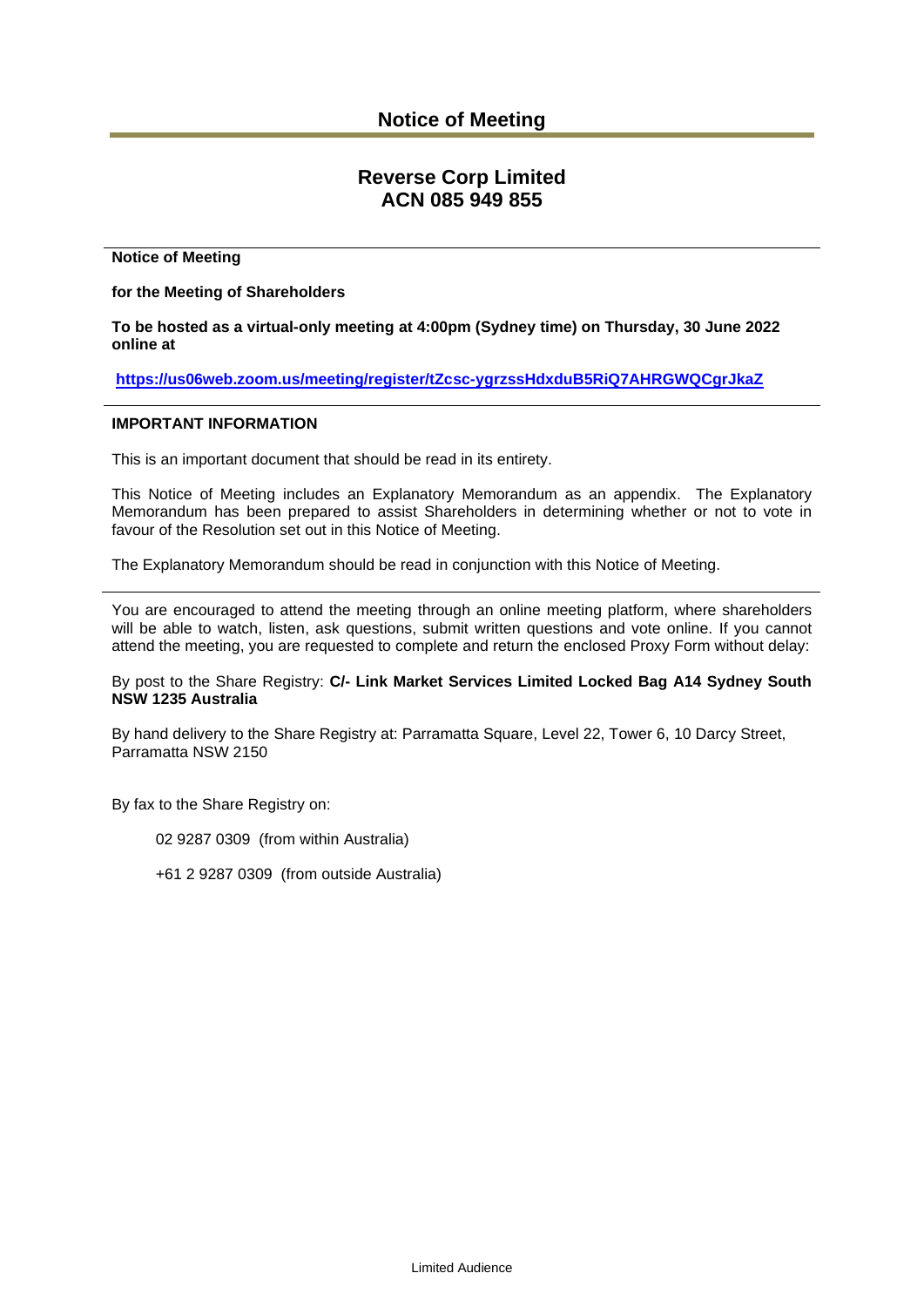# Notice of Meeting

## Reverse Corp Limited
## ACN 085 949 855

**Notice of Meeting**

**for the Meeting of Shareholders**

**To be hosted as a virtual-only meeting at 4:00pm (Sydney time) on Thursday, 30 June 2022 online at**

**https://us06web.zoom.us/meeting/register/tZcsc-ygrzssHdxduB5RiQ7AHRGWQCgrJkaZ**

**IMPORTANT INFORMATION**

This is an important document that should be read in its entirety.

This Notice of Meeting includes an Explanatory Memorandum as an appendix. The Explanatory Memorandum has been prepared to assist Shareholders in determining whether or not to vote in favour of the Resolution set out in this Notice of Meeting.

The Explanatory Memorandum should be read in conjunction with this Notice of Meeting.

You are encouraged to attend the meeting through an online meeting platform, where shareholders will be able to watch, listen, ask questions, submit written questions and vote online. If you cannot attend the meeting, you are requested to complete and return the enclosed Proxy Form without delay:

By post to the Share Registry: **C/- Link Market Services Limited Locked Bag A14 Sydney South NSW 1235 Australia**

By hand delivery to the Share Registry at: Parramatta Square, Level 22, Tower 6, 10 Darcy Street, Parramatta NSW 2150

By fax to the Share Registry on:

02 9287 0309 (from within Australia)

+61 2 9287 0309 (from outside Australia)

Limited Audience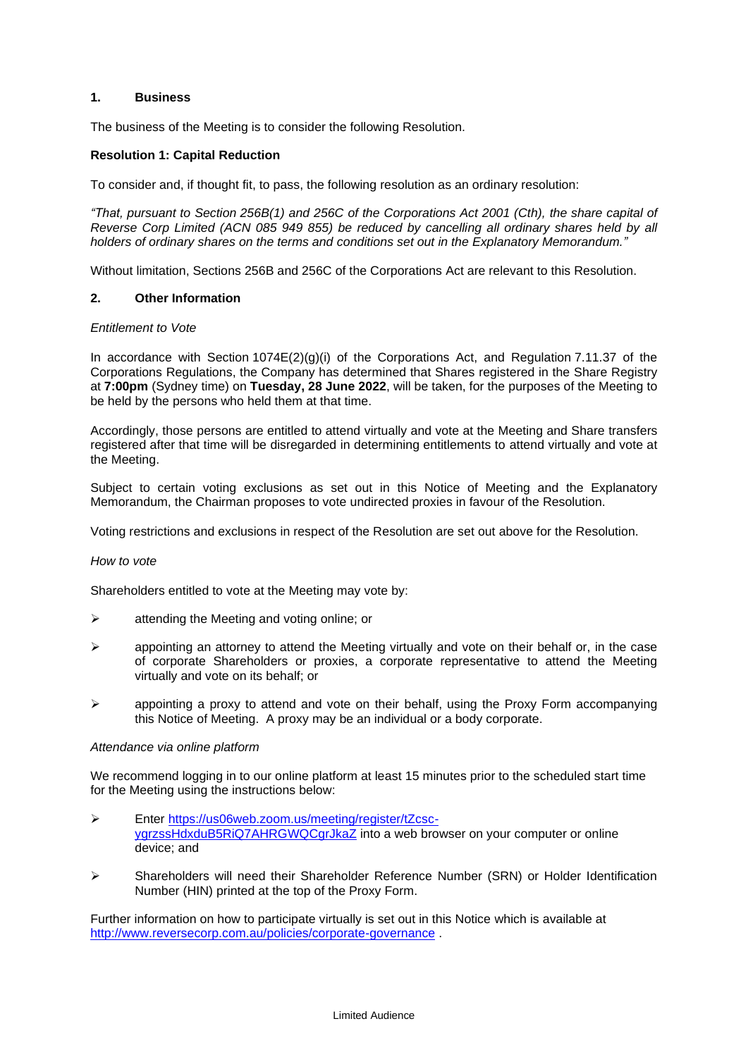## 1. Business

The business of the Meeting is to consider the following Resolution.

**Resolution 1: Capital Reduction**

To consider and, if thought fit, to pass, the following resolution as an ordinary resolution:

*"That, pursuant to Section 256B(1) and 256C of the Corporations Act 2001 (Cth), the share capital of Reverse Corp Limited (ACN 085 949 855) be reduced by cancelling all ordinary shares held by all holders of ordinary shares on the terms and conditions set out in the Explanatory Memorandum."*

Without limitation, Sections 256B and 256C of the Corporations Act are relevant to this Resolution.

## 2. Other Information

*Entitlement to Vote*

In accordance with Section 1074E(2)(g)(i) of the Corporations Act, and Regulation 7.11.37 of the Corporations Regulations, the Company has determined that Shares registered in the Share Registry at **7:00pm** (Sydney time) on **Tuesday, 28 June 2022**, will be taken, for the purposes of the Meeting to be held by the persons who held them at that time.

Accordingly, those persons are entitled to attend virtually and vote at the Meeting and Share transfers registered after that time will be disregarded in determining entitlements to attend virtually and vote at the Meeting.

Subject to certain voting exclusions as set out in this Notice of Meeting and the Explanatory Memorandum, the Chairman proposes to vote undirected proxies in favour of the Resolution.

Voting restrictions and exclusions in respect of the Resolution are set out above for the Resolution.

*How to vote*

Shareholders entitled to vote at the Meeting may vote by:

- attending the Meeting and voting online; or
- appointing an attorney to attend the Meeting virtually and vote on their behalf or, in the case of corporate Shareholders or proxies, a corporate representative to attend the Meeting virtually and vote on its behalf; or
- appointing a proxy to attend and vote on their behalf, using the Proxy Form accompanying this Notice of Meeting. A proxy may be an individual or a body corporate.

*Attendance via online platform*

We recommend logging in to our online platform at least 15 minutes prior to the scheduled start time for the Meeting using the instructions below:

- Enter https://us06web.zoom.us/meeting/register/tZcsc-ygrzssHdxduB5RiQ7AHRGWQCgrJkaZ into a web browser on your computer or online device; and
- Shareholders will need their Shareholder Reference Number (SRN) or Holder Identification Number (HIN) printed at the top of the Proxy Form.

Further information on how to participate virtually is set out in this Notice which is available at http://www.reversecorp.com.au/policies/corporate-governance .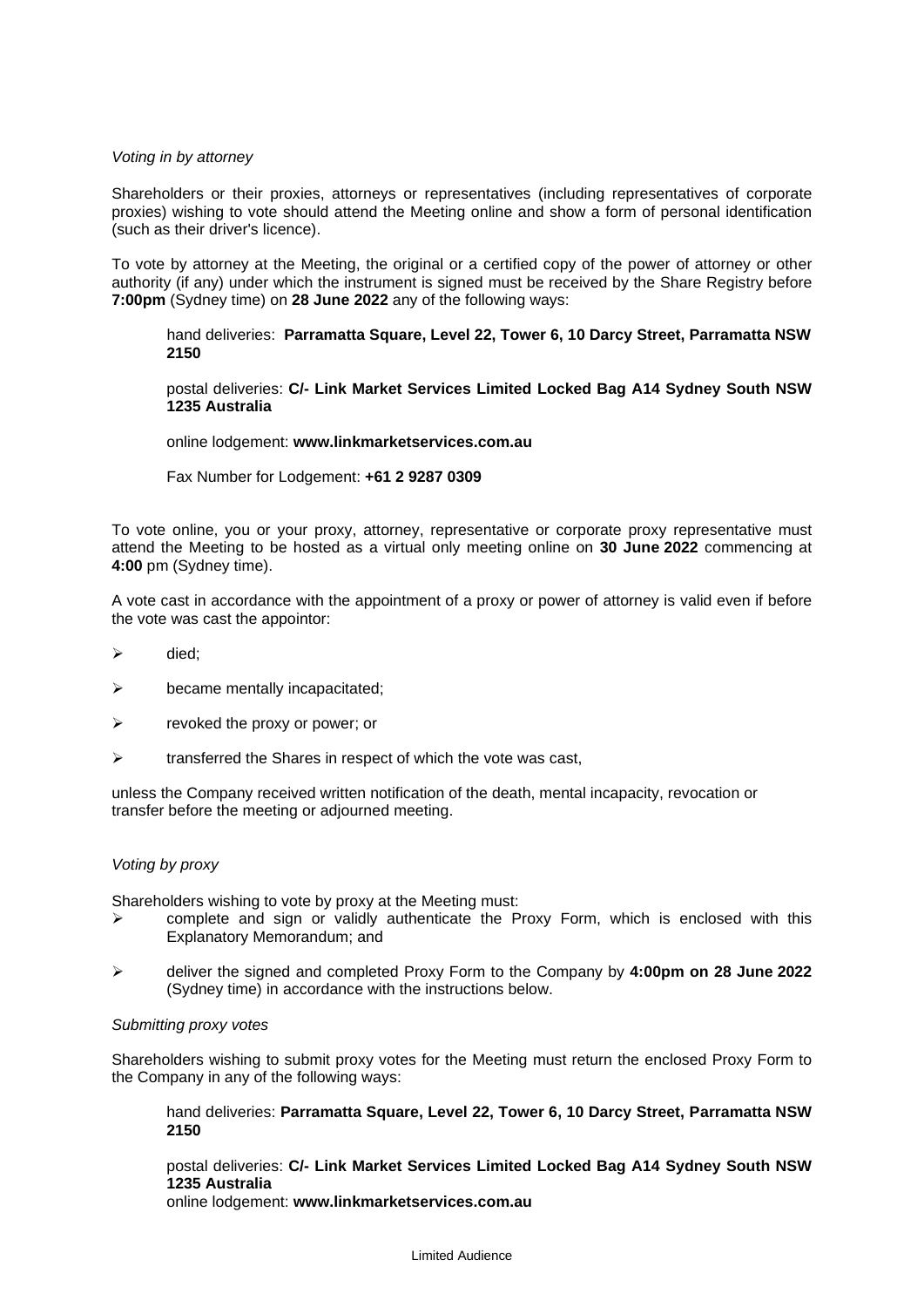*Voting in by attorney*

Shareholders or their proxies, attorneys or representatives (including representatives of corporate proxies) wishing to vote should attend the Meeting online and show a form of personal identification (such as their driver's licence).

To vote by attorney at the Meeting, the original or a certified copy of the power of attorney or other authority (if any) under which the instrument is signed must be received by the Share Registry before **7:00pm** (Sydney time) on **28 June 2022** any of the following ways:

hand deliveries: **Parramatta Square, Level 22, Tower 6, 10 Darcy Street, Parramatta NSW 2150**

postal deliveries: **C/- Link Market Services Limited Locked Bag A14 Sydney South NSW 1235 Australia**

online lodgement: **www.linkmarketservices.com.au**

Fax Number for Lodgement: **+61 2 9287 0309**

To vote online, you or your proxy, attorney, representative or corporate proxy representative must attend the Meeting to be hosted as a virtual only meeting online on **30 June 2022** commencing at **4:00** pm (Sydney time).

A vote cast in accordance with the appointment of a proxy or power of attorney is valid even if before the vote was cast the appointor:

- died;
- became mentally incapacitated;
- revoked the proxy or power; or
- transferred the Shares in respect of which the vote was cast,

unless the Company received written notification of the death, mental incapacity, revocation or transfer before the meeting or adjourned meeting.

*Voting by proxy*

Shareholders wishing to vote by proxy at the Meeting must:

- complete and sign or validly authenticate the Proxy Form, which is enclosed with this Explanatory Memorandum; and
- deliver the signed and completed Proxy Form to the Company by **4:00pm on 28 June 2022** (Sydney time) in accordance with the instructions below.

*Submitting proxy votes*

Shareholders wishing to submit proxy votes for the Meeting must return the enclosed Proxy Form to the Company in any of the following ways:

hand deliveries: **Parramatta Square, Level 22, Tower 6, 10 Darcy Street, Parramatta NSW 2150**

postal deliveries: **C/- Link Market Services Limited Locked Bag A14 Sydney South NSW 1235 Australia**

online lodgement: **www.linkmarketservices.com.au**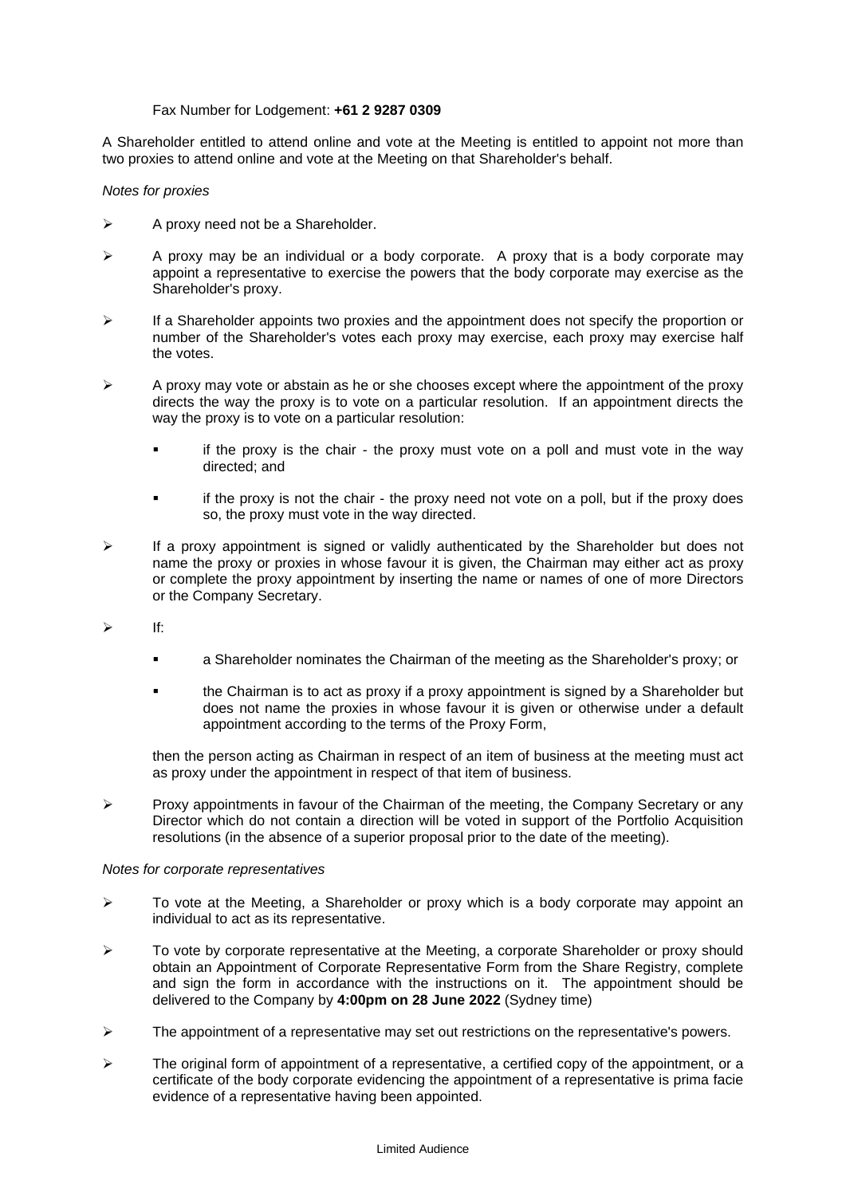Fax Number for Lodgement: **+61 2 9287 0309**

A Shareholder entitled to attend online and vote at the Meeting is entitled to appoint not more than two proxies to attend online and vote at the Meeting on that Shareholder's behalf.

*Notes for proxies*

- A proxy need not be a Shareholder.
- A proxy may be an individual or a body corporate. A proxy that is a body corporate may appoint a representative to exercise the powers that the body corporate may exercise as the Shareholder's proxy.
- If a Shareholder appoints two proxies and the appointment does not specify the proportion or number of the Shareholder's votes each proxy may exercise, each proxy may exercise half the votes.
- A proxy may vote or abstain as he or she chooses except where the appointment of the proxy directs the way the proxy is to vote on a particular resolution. If an appointment directs the way the proxy is to vote on a particular resolution:
  - if the proxy is the chair - the proxy must vote on a poll and must vote in the way directed; and
  - if the proxy is not the chair - the proxy need not vote on a poll, but if the proxy does so, the proxy must vote in the way directed.
- If a proxy appointment is signed or validly authenticated by the Shareholder but does not name the proxy or proxies in whose favour it is given, the Chairman may either act as proxy or complete the proxy appointment by inserting the name or names of one of more Directors or the Company Secretary.
- If:
  - a Shareholder nominates the Chairman of the meeting as the Shareholder's proxy; or
  - the Chairman is to act as proxy if a proxy appointment is signed by a Shareholder but does not name the proxies in whose favour it is given or otherwise under a default appointment according to the terms of the Proxy Form,

  then the person acting as Chairman in respect of an item of business at the meeting must act as proxy under the appointment in respect of that item of business.
- Proxy appointments in favour of the Chairman of the meeting, the Company Secretary or any Director which do not contain a direction will be voted in support of the Portfolio Acquisition resolutions (in the absence of a superior proposal prior to the date of the meeting).

*Notes for corporate representatives*

- To vote at the Meeting, a Shareholder or proxy which is a body corporate may appoint an individual to act as its representative.
- To vote by corporate representative at the Meeting, a corporate Shareholder or proxy should obtain an Appointment of Corporate Representative Form from the Share Registry, complete and sign the form in accordance with the instructions on it. The appointment should be delivered to the Company by **4:00pm on 28 June 2022** (Sydney time)
- The appointment of a representative may set out restrictions on the representative's powers.
- The original form of appointment of a representative, a certified copy of the appointment, or a certificate of the body corporate evidencing the appointment of a representative is prima facie evidence of a representative having been appointed.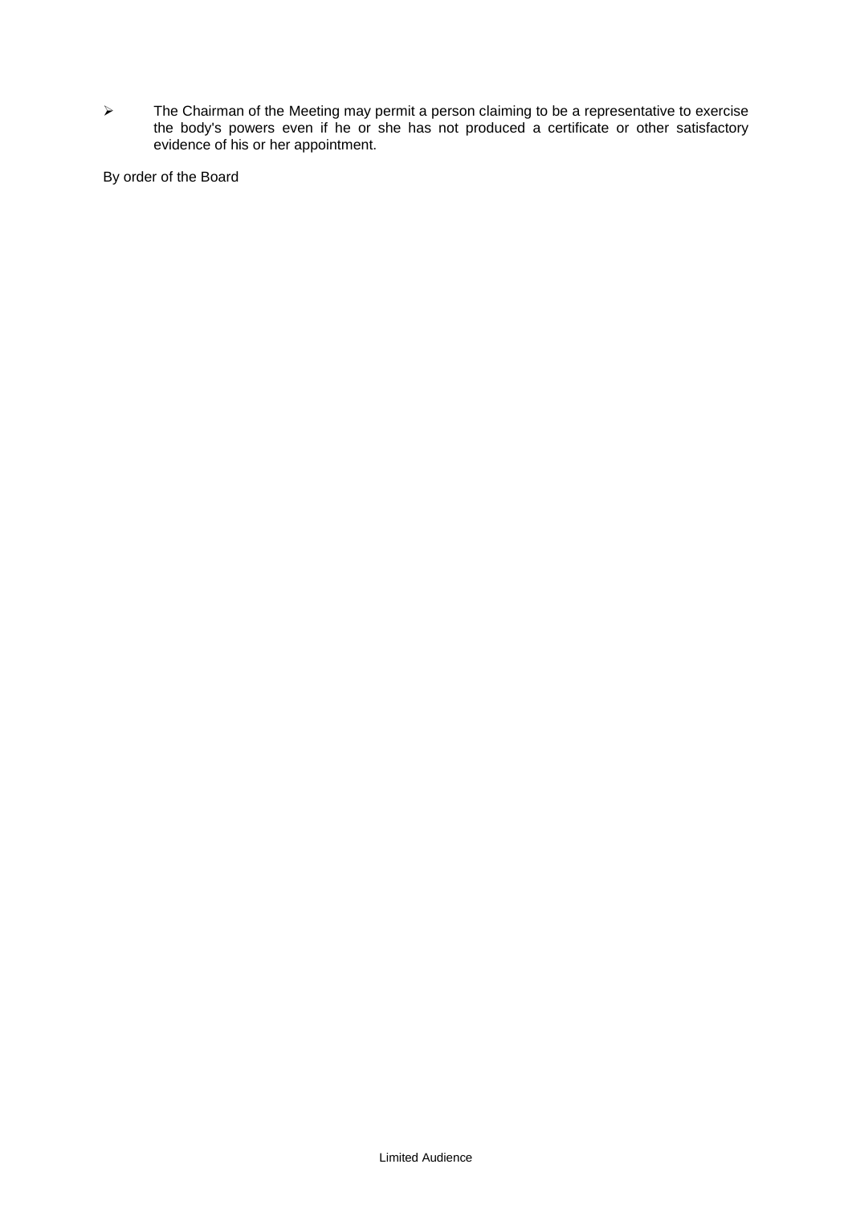- The Chairman of the Meeting may permit a person claiming to be a representative to exercise the body's powers even if he or she has not produced a certificate or other satisfactory evidence of his or her appointment.

By order of the Board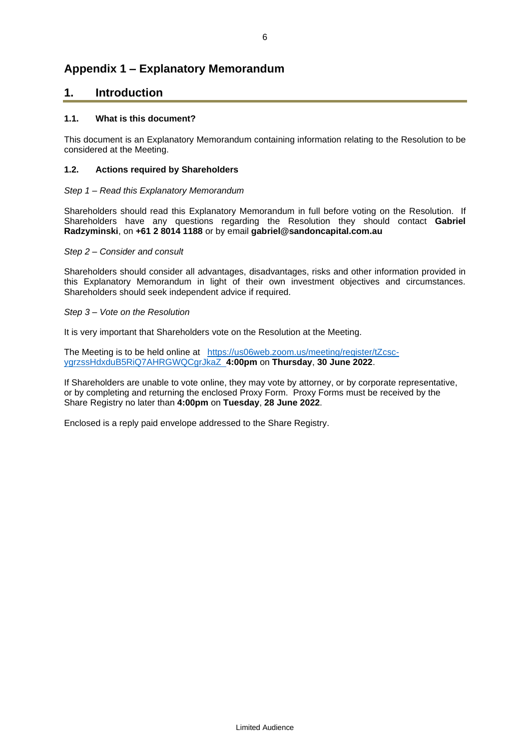# Appendix 1 – Explanatory Memorandum

## 1. Introduction

### 1.1. What is this document?

This document is an Explanatory Memorandum containing information relating to the Resolution to be considered at the Meeting.

### 1.2. Actions required by Shareholders

*Step 1 – Read this Explanatory Memorandum*

Shareholders should read this Explanatory Memorandum in full before voting on the Resolution. If Shareholders have any questions regarding the Resolution they should contact **Gabriel Radzyminski**, on **+61 2 8014 1188** or by email **gabriel@sandoncapital.com.au**

*Step 2 – Consider and consult*

Shareholders should consider all advantages, disadvantages, risks and other information provided in this Explanatory Memorandum in light of their own investment objectives and circumstances. Shareholders should seek independent advice if required.

*Step 3 – Vote on the Resolution*

It is very important that Shareholders vote on the Resolution at the Meeting.

The Meeting is to be held online at https://us06web.zoom.us/meeting/register/tZcsc-ygrzssHdxduB5RiQ7AHRGWQCgrJkaZ **4:00pm** on **Thursday**, **30 June 2022**.

If Shareholders are unable to vote online, they may vote by attorney, or by corporate representative, or by completing and returning the enclosed Proxy Form. Proxy Forms must be received by the Share Registry no later than **4:00pm** on **Tuesday**, **28 June 2022**.

Enclosed is a reply paid envelope addressed to the Share Registry.

Limited Audience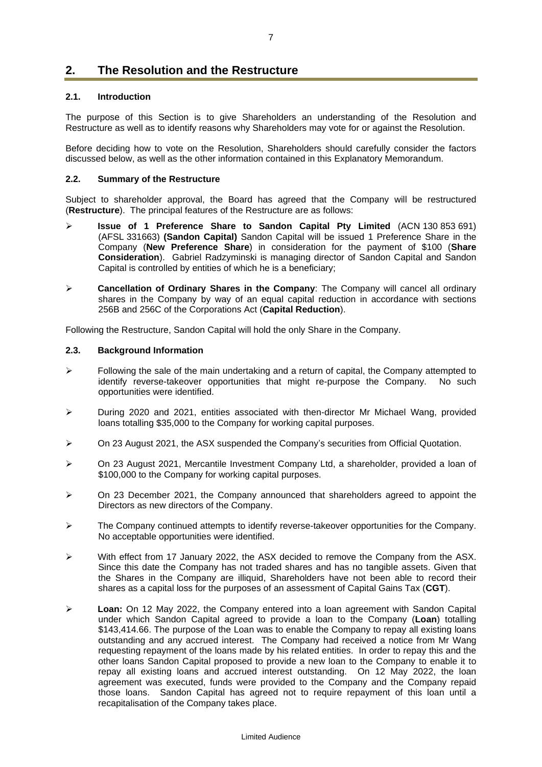## 2. The Resolution and the Restructure

### 2.1. Introduction

The purpose of this Section is to give Shareholders an understanding of the Resolution and Restructure as well as to identify reasons why Shareholders may vote for or against the Resolution.

Before deciding how to vote on the Resolution, Shareholders should carefully consider the factors discussed below, as well as the other information contained in this Explanatory Memorandum.

### 2.2. Summary of the Restructure

Subject to shareholder approval, the Board has agreed that the Company will be restructured (**Restructure**). The principal features of the Restructure are as follows:

- **Issue of 1 Preference Share to Sandon Capital Pty Limited** (ACN 130 853 691) (AFSL 331663) **(Sandon Capital)** Sandon Capital will be issued 1 Preference Share in the Company (**New Preference Share**) in consideration for the payment of $100 (**Share Consideration**). Gabriel Radzyminski is managing director of Sandon Capital and Sandon Capital is controlled by entities of which he is a beneficiary;

- **Cancellation of Ordinary Shares in the Company**: The Company will cancel all ordinary shares in the Company by way of an equal capital reduction in accordance with sections 256B and 256C of the Corporations Act (**Capital Reduction**).

Following the Restructure, Sandon Capital will hold the only Share in the Company.

### 2.3. Background Information

- Following the sale of the main undertaking and a return of capital, the Company attempted to identify reverse-takeover opportunities that might re-purpose the Company. No such opportunities were identified.

- During 2020 and 2021, entities associated with then-director Mr Michael Wang, provided loans totalling $35,000 to the Company for working capital purposes.

- On 23 August 2021, the ASX suspended the Company's securities from Official Quotation.

- On 23 August 2021, Mercantile Investment Company Ltd, a shareholder, provided a loan of $100,000 to the Company for working capital purposes.

- On 23 December 2021, the Company announced that shareholders agreed to appoint the Directors as new directors of the Company.

- The Company continued attempts to identify reverse-takeover opportunities for the Company. No acceptable opportunities were identified.

- With effect from 17 January 2022, the ASX decided to remove the Company from the ASX. Since this date the Company has not traded shares and has no tangible assets. Given that the Shares in the Company are illiquid, Shareholders have not been able to record their shares as a capital loss for the purposes of an assessment of Capital Gains Tax (**CGT**).

- **Loan:** On 12 May 2022, the Company entered into a loan agreement with Sandon Capital under which Sandon Capital agreed to provide a loan to the Company (**Loan**) totalling $143,414.66. The purpose of the Loan was to enable the Company to repay all existing loans outstanding and any accrued interest. The Company had received a notice from Mr Wang requesting repayment of the loans made by his related entities. In order to repay this and the other loans Sandon Capital proposed to provide a new loan to the Company to enable it to repay all existing loans and accrued interest outstanding. On 12 May 2022, the loan agreement was executed, funds were provided to the Company and the Company repaid those loans. Sandon Capital has agreed not to require repayment of this loan until a recapitalisation of the Company takes place.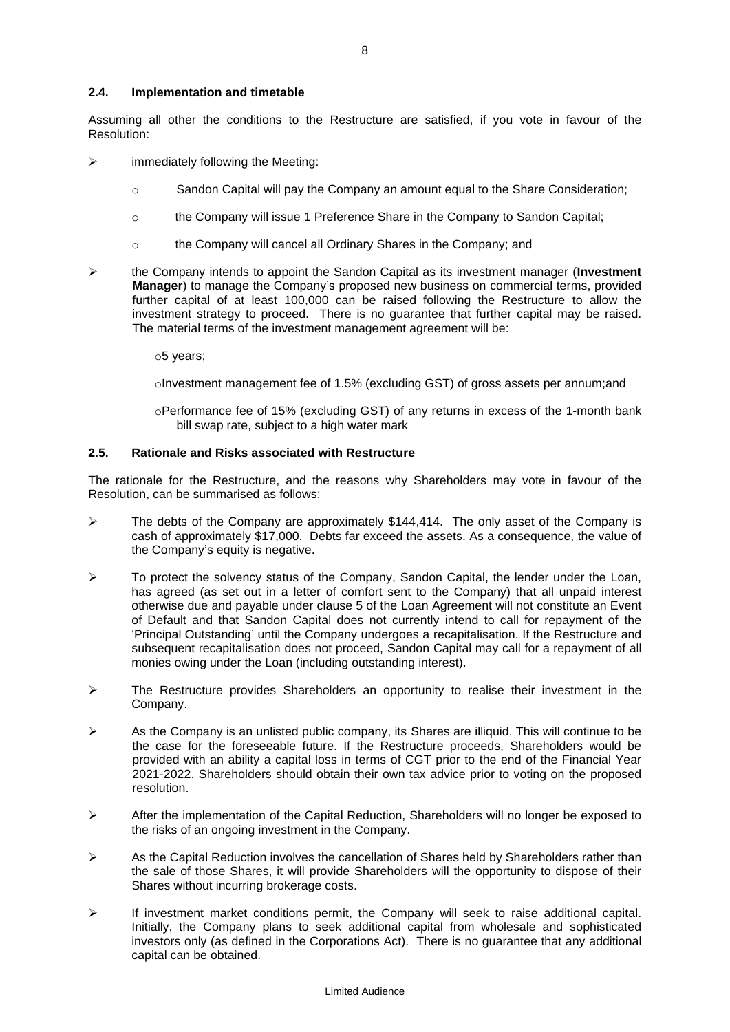### 2.4. Implementation and timetable

Assuming all other the conditions to the Restructure are satisfied, if you vote in favour of the Resolution:

- immediately following the Meeting:
  - Sandon Capital will pay the Company an amount equal to the Share Consideration;
  - the Company will issue 1 Preference Share in the Company to Sandon Capital;
  - the Company will cancel all Ordinary Shares in the Company; and
- the Company intends to appoint the Sandon Capital as its investment manager (**Investment Manager**) to manage the Company's proposed new business on commercial terms, provided further capital of at least 100,000 can be raised following the Restructure to allow the investment strategy to proceed. There is no guarantee that further capital may be raised. The material terms of the investment management agreement will be:
  - 5 years;
  - Investment management fee of 1.5% (excluding GST) of gross assets per annum;and
  - Performance fee of 15% (excluding GST) of any returns in excess of the 1-month bank bill swap rate, subject to a high water mark

### 2.5. Rationale and Risks associated with Restructure

The rationale for the Restructure, and the reasons why Shareholders may vote in favour of the Resolution, can be summarised as follows:

- The debts of the Company are approximately $144,414. The only asset of the Company is cash of approximately $17,000. Debts far exceed the assets. As a consequence, the value of the Company's equity is negative.
- To protect the solvency status of the Company, Sandon Capital, the lender under the Loan, has agreed (as set out in a letter of comfort sent to the Company) that all unpaid interest otherwise due and payable under clause 5 of the Loan Agreement will not constitute an Event of Default and that Sandon Capital does not currently intend to call for repayment of the 'Principal Outstanding' until the Company undergoes a recapitalisation. If the Restructure and subsequent recapitalisation does not proceed, Sandon Capital may call for a repayment of all monies owing under the Loan (including outstanding interest).
- The Restructure provides Shareholders an opportunity to realise their investment in the Company.
- As the Company is an unlisted public company, its Shares are illiquid. This will continue to be the case for the foreseeable future. If the Restructure proceeds, Shareholders would be provided with an ability a capital loss in terms of CGT prior to the end of the Financial Year 2021-2022. Shareholders should obtain their own tax advice prior to voting on the proposed resolution.
- After the implementation of the Capital Reduction, Shareholders will no longer be exposed to the risks of an ongoing investment in the Company.
- As the Capital Reduction involves the cancellation of Shares held by Shareholders rather than the sale of those Shares, it will provide Shareholders will the opportunity to dispose of their Shares without incurring brokerage costs.
- If investment market conditions permit, the Company will seek to raise additional capital. Initially, the Company plans to seek additional capital from wholesale and sophisticated investors only (as defined in the Corporations Act). There is no guarantee that any additional capital can be obtained.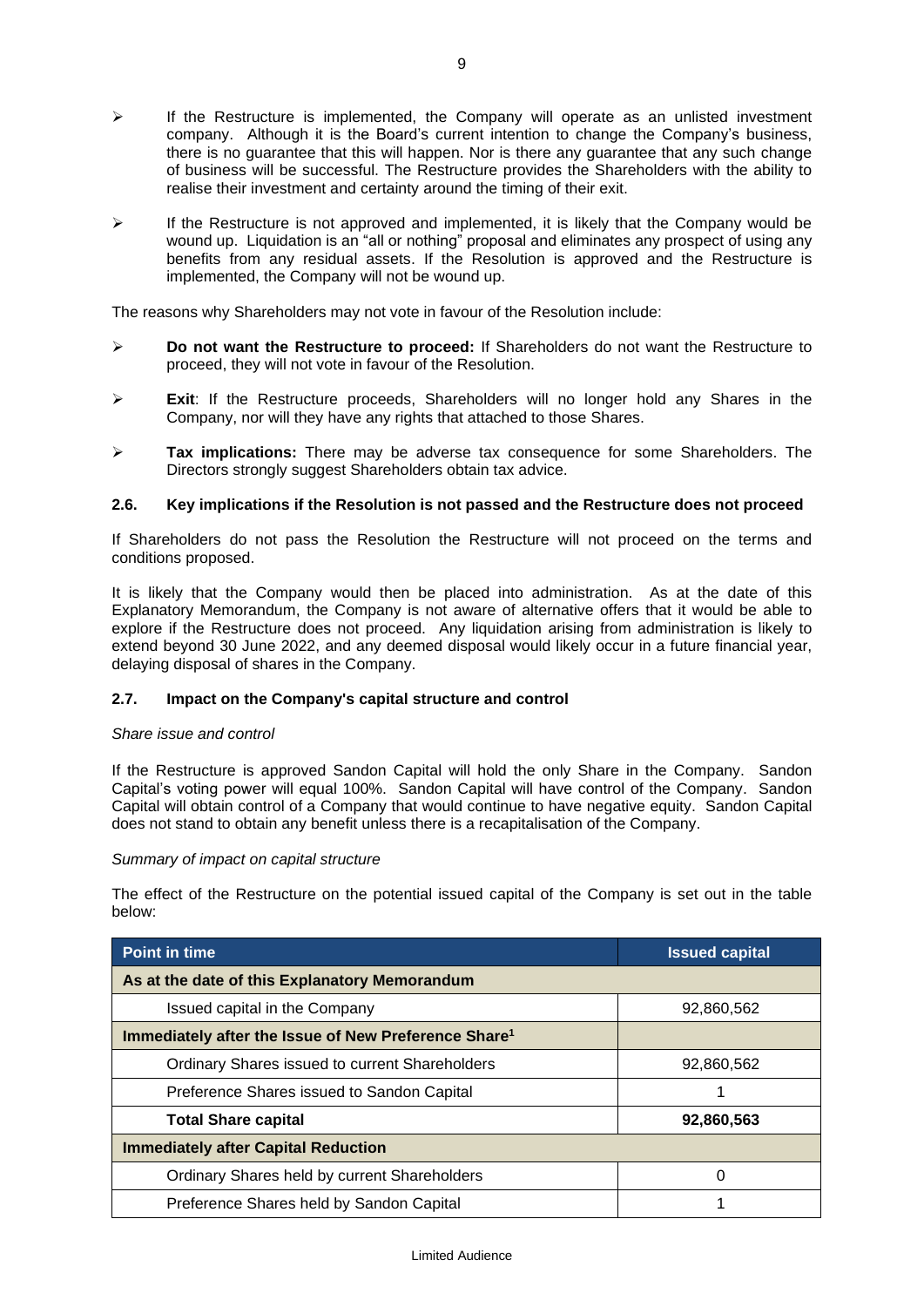- If the Restructure is implemented, the Company will operate as an unlisted investment company. Although it is the Board's current intention to change the Company's business, there is no guarantee that this will happen. Nor is there any guarantee that any such change of business will be successful. The Restructure provides the Shareholders with the ability to realise their investment and certainty around the timing of their exit.

- If the Restructure is not approved and implemented, it is likely that the Company would be wound up. Liquidation is an "all or nothing" proposal and eliminates any prospect of using any benefits from any residual assets. If the Resolution is approved and the Restructure is implemented, the Company will not be wound up.

The reasons why Shareholders may not vote in favour of the Resolution include:

- **Do not want the Restructure to proceed:** If Shareholders do not want the Restructure to proceed, they will not vote in favour of the Resolution.

- **Exit**: If the Restructure proceeds, Shareholders will no longer hold any Shares in the Company, nor will they have any rights that attached to those Shares.

- **Tax implications:** There may be adverse tax consequence for some Shareholders. The Directors strongly suggest Shareholders obtain tax advice.

### 2.6. Key implications if the Resolution is not passed and the Restructure does not proceed

If Shareholders do not pass the Resolution the Restructure will not proceed on the terms and conditions proposed.

It is likely that the Company would then be placed into administration. As at the date of this Explanatory Memorandum, the Company is not aware of alternative offers that it would be able to explore if the Restructure does not proceed. Any liquidation arising from administration is likely to extend beyond 30 June 2022, and any deemed disposal would likely occur in a future financial year, delaying disposal of shares in the Company.

### 2.7. Impact on the Company's capital structure and control

*Share issue and control*

If the Restructure is approved Sandon Capital will hold the only Share in the Company. Sandon Capital's voting power will equal 100%. Sandon Capital will have control of the Company. Sandon Capital will obtain control of a Company that would continue to have negative equity. Sandon Capital does not stand to obtain any benefit unless there is a recapitalisation of the Company.

*Summary of impact on capital structure*

The effect of the Restructure on the potential issued capital of the Company is set out in the table below:

| Point in time | Issued capital |
|---|---|
| **As at the date of this Explanatory Memorandum** | |
| Issued capital in the Company | 92,860,562 |
| **Immediately after the Issue of New Preference Share[1]** | |
| Ordinary Shares issued to current Shareholders | 92,860,562 |
| Preference Shares issued to Sandon Capital | 1 |
| **Total Share capital** | **92,860,563** |
| **Immediately after Capital Reduction** | |
| Ordinary Shares held by current Shareholders | 0 |
| Preference Shares held by Sandon Capital | 1 |

Limited Audience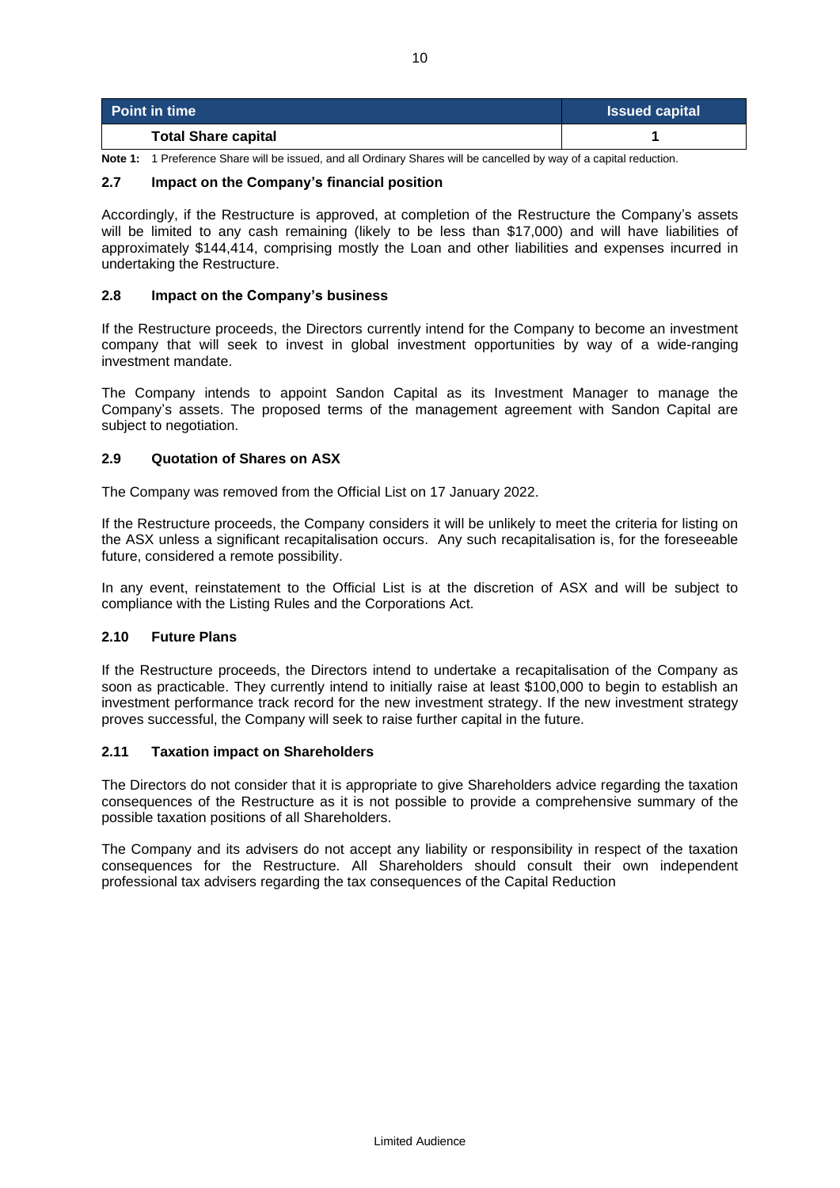| Point in time | Issued capital |
| --- | --- |
| **Total Share capital** | **1** |

**Note 1:** 1 Preference Share will be issued, and all Ordinary Shares will be cancelled by way of a capital reduction.

### 2.7 Impact on the Company's financial position

Accordingly, if the Restructure is approved, at completion of the Restructure the Company's assets will be limited to any cash remaining (likely to be less than $17,000) and will have liabilities of approximately $144,414, comprising mostly the Loan and other liabilities and expenses incurred in undertaking the Restructure.

### 2.8 Impact on the Company's business

If the Restructure proceeds, the Directors currently intend for the Company to become an investment company that will seek to invest in global investment opportunities by way of a wide-ranging investment mandate.

The Company intends to appoint Sandon Capital as its Investment Manager to manage the Company's assets. The proposed terms of the management agreement with Sandon Capital are subject to negotiation.

### 2.9 Quotation of Shares on ASX

The Company was removed from the Official List on 17 January 2022.

If the Restructure proceeds, the Company considers it will be unlikely to meet the criteria for listing on the ASX unless a significant recapitalisation occurs. Any such recapitalisation is, for the foreseeable future, considered a remote possibility.

In any event, reinstatement to the Official List is at the discretion of ASX and will be subject to compliance with the Listing Rules and the Corporations Act.

### 2.10 Future Plans

If the Restructure proceeds, the Directors intend to undertake a recapitalisation of the Company as soon as practicable. They currently intend to initially raise at least $100,000 to begin to establish an investment performance track record for the new investment strategy. If the new investment strategy proves successful, the Company will seek to raise further capital in the future.

### 2.11 Taxation impact on Shareholders

The Directors do not consider that it is appropriate to give Shareholders advice regarding the taxation consequences of the Restructure as it is not possible to provide a comprehensive summary of the possible taxation positions of all Shareholders.

The Company and its advisers do not accept any liability or responsibility in respect of the taxation consequences for the Restructure. All Shareholders should consult their own independent professional tax advisers regarding the tax consequences of the Capital Reduction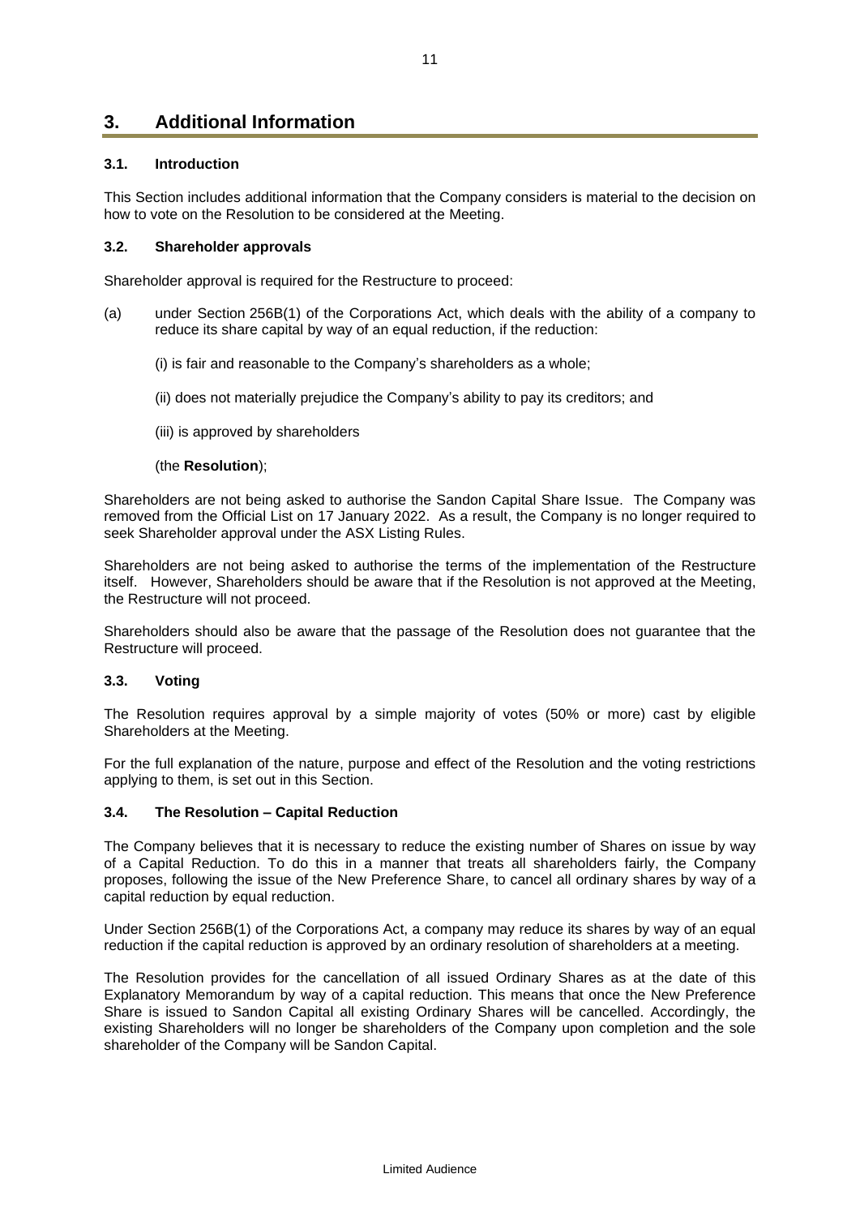# 3. Additional Information

### 3.1. Introduction

This Section includes additional information that the Company considers is material to the decision on how to vote on the Resolution to be considered at the Meeting.

### 3.2. Shareholder approvals

Shareholder approval is required for the Restructure to proceed:

(a) under Section 256B(1) of the Corporations Act, which deals with the ability of a company to reduce its share capital by way of an equal reduction, if the reduction:

  (i) is fair and reasonable to the Company's shareholders as a whole;

  (ii) does not materially prejudice the Company's ability to pay its creditors; and

  (iii) is approved by shareholders

  (the **Resolution**);

Shareholders are not being asked to authorise the Sandon Capital Share Issue. The Company was removed from the Official List on 17 January 2022. As a result, the Company is no longer required to seek Shareholder approval under the ASX Listing Rules.

Shareholders are not being asked to authorise the terms of the implementation of the Restructure itself. However, Shareholders should be aware that if the Resolution is not approved at the Meeting, the Restructure will not proceed.

Shareholders should also be aware that the passage of the Resolution does not guarantee that the Restructure will proceed.

### 3.3. Voting

The Resolution requires approval by a simple majority of votes (50% or more) cast by eligible Shareholders at the Meeting.

For the full explanation of the nature, purpose and effect of the Resolution and the voting restrictions applying to them, is set out in this Section.

### 3.4. The Resolution – Capital Reduction

The Company believes that it is necessary to reduce the existing number of Shares on issue by way of a Capital Reduction. To do this in a manner that treats all shareholders fairly, the Company proposes, following the issue of the New Preference Share, to cancel all ordinary shares by way of a capital reduction by equal reduction.

Under Section 256B(1) of the Corporations Act, a company may reduce its shares by way of an equal reduction if the capital reduction is approved by an ordinary resolution of shareholders at a meeting.

The Resolution provides for the cancellation of all issued Ordinary Shares as at the date of this Explanatory Memorandum by way of a capital reduction. This means that once the New Preference Share is issued to Sandon Capital all existing Ordinary Shares will be cancelled. Accordingly, the existing Shareholders will no longer be shareholders of the Company upon completion and the sole shareholder of the Company will be Sandon Capital.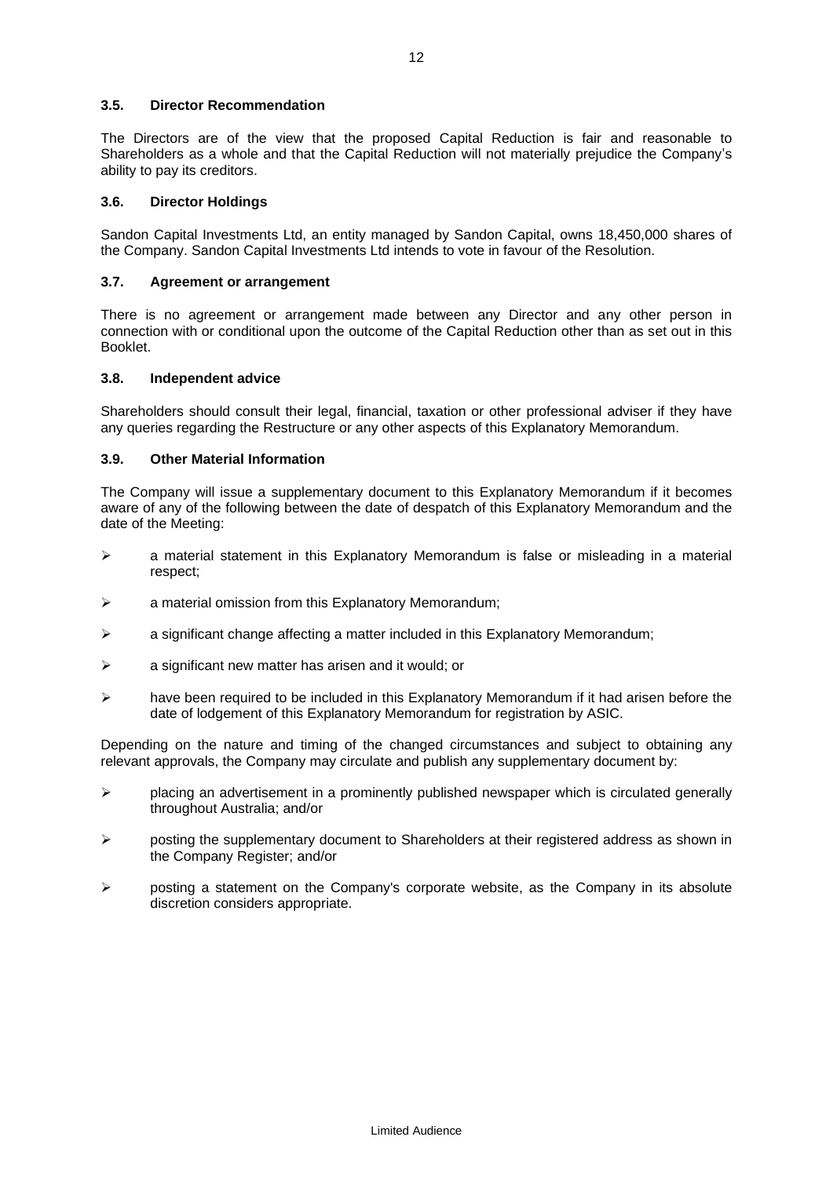### 3.5. Director Recommendation

The Directors are of the view that the proposed Capital Reduction is fair and reasonable to Shareholders as a whole and that the Capital Reduction will not materially prejudice the Company's ability to pay its creditors.

### 3.6. Director Holdings

Sandon Capital Investments Ltd, an entity managed by Sandon Capital, owns 18,450,000 shares of the Company. Sandon Capital Investments Ltd intends to vote in favour of the Resolution.

### 3.7. Agreement or arrangement

There is no agreement or arrangement made between any Director and any other person in connection with or conditional upon the outcome of the Capital Reduction other than as set out in this Booklet.

### 3.8. Independent advice

Shareholders should consult their legal, financial, taxation or other professional adviser if they have any queries regarding the Restructure or any other aspects of this Explanatory Memorandum.

### 3.9. Other Material Information

The Company will issue a supplementary document to this Explanatory Memorandum if it becomes aware of any of the following between the date of despatch of this Explanatory Memorandum and the date of the Meeting:

- a material statement in this Explanatory Memorandum is false or misleading in a material respect;
- a material omission from this Explanatory Memorandum;
- a significant change affecting a matter included in this Explanatory Memorandum;
- a significant new matter has arisen and it would; or
- have been required to be included in this Explanatory Memorandum if it had arisen before the date of lodgement of this Explanatory Memorandum for registration by ASIC.

Depending on the nature and timing of the changed circumstances and subject to obtaining any relevant approvals, the Company may circulate and publish any supplementary document by:

- placing an advertisement in a prominently published newspaper which is circulated generally throughout Australia; and/or
- posting the supplementary document to Shareholders at their registered address as shown in the Company Register; and/or
- posting a statement on the Company's corporate website, as the Company in its absolute discretion considers appropriate.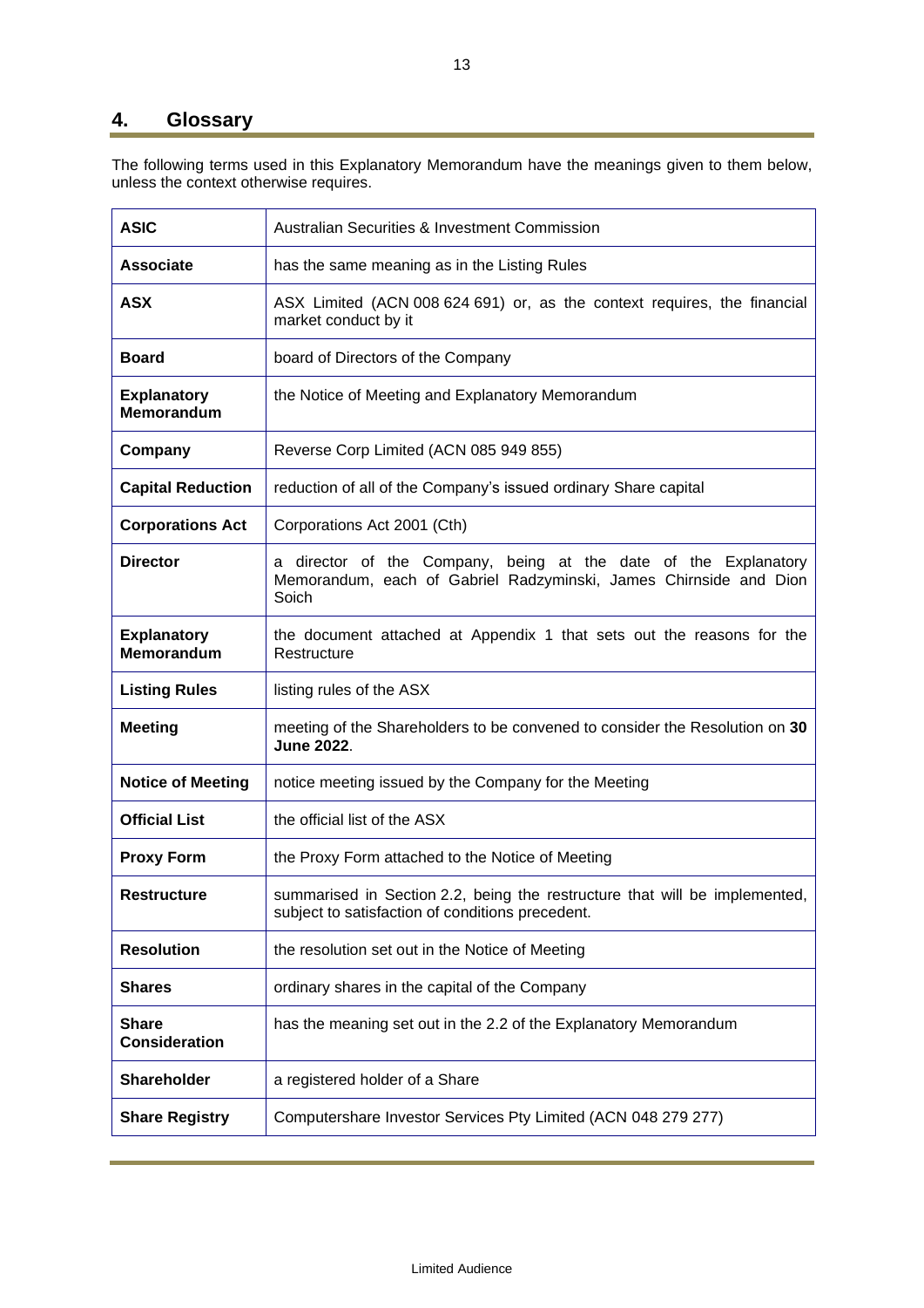## 4. Glossary

The following terms used in this Explanatory Memorandum have the meanings given to them below, unless the context otherwise requires.

| | |
|---|---|
| **ASIC** | Australian Securities & Investment Commission |
| **Associate** | has the same meaning as in the Listing Rules |
| **ASX** | ASX Limited (ACN 008 624 691) or, as the context requires, the financial market conduct by it |
| **Board** | board of Directors of the Company |
| **Explanatory Memorandum** | the Notice of Meeting and Explanatory Memorandum |
| **Company** | Reverse Corp Limited (ACN 085 949 855) |
| **Capital Reduction** | reduction of all of the Company's issued ordinary Share capital |
| **Corporations Act** | Corporations Act 2001 (Cth) |
| **Director** | a director of the Company, being at the date of the Explanatory Memorandum, each of Gabriel Radzyminski, James Chirnside and Dion Soich |
| **Explanatory Memorandum** | the document attached at Appendix 1 that sets out the reasons for the Restructure |
| **Listing Rules** | listing rules of the ASX |
| **Meeting** | meeting of the Shareholders to be convened to consider the Resolution on **30 June 2022**. |
| **Notice of Meeting** | notice meeting issued by the Company for the Meeting |
| **Official List** | the official list of the ASX |
| **Proxy Form** | the Proxy Form attached to the Notice of Meeting |
| **Restructure** | summarised in Section 2.2, being the restructure that will be implemented, subject to satisfaction of conditions precedent. |
| **Resolution** | the resolution set out in the Notice of Meeting |
| **Shares** | ordinary shares in the capital of the Company |
| **Share Consideration** | has the meaning set out in the 2.2 of the Explanatory Memorandum |
| **Shareholder** | a registered holder of a Share |
| **Share Registry** | Computershare Investor Services Pty Limited (ACN 048 279 277) |